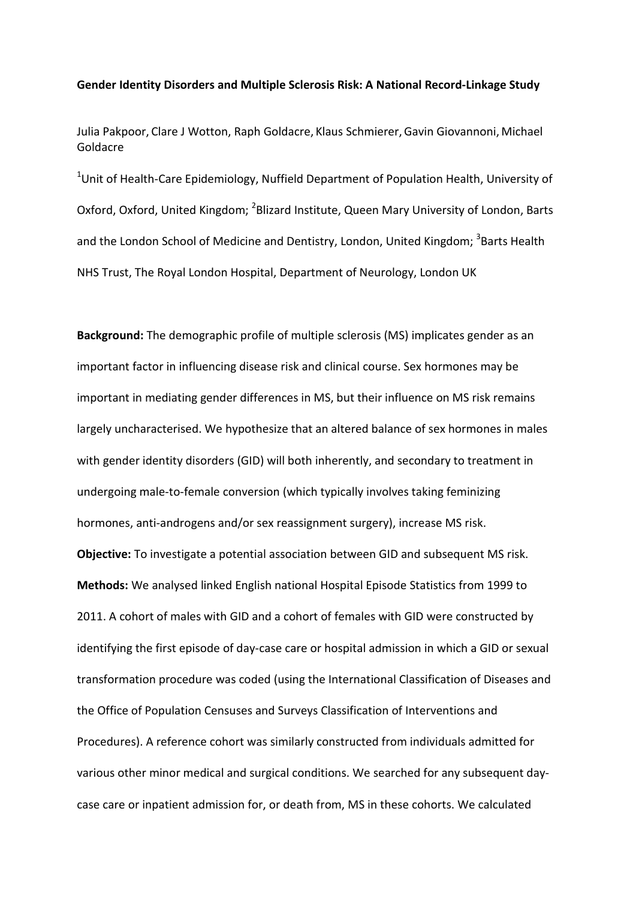**Gender Identity Disorders and Multiple Sclerosis Risk: A National Record-Linkage Study**

Julia Pakpoor, Clare J Wotton, Raph Goldacre, Klaus Schmierer, Gavin Giovannoni, Michael Goldacre

[1]Unit of Health-Care Epidemiology, Nuffield Department of Population Health, University of Oxford, Oxford, United Kingdom; [2]Blizard Institute, Queen Mary University of London, Barts and the London School of Medicine and Dentistry, London, United Kingdom; [3]Barts Health NHS Trust, The Royal London Hospital, Department of Neurology, London UK

**Background:** The demographic profile of multiple sclerosis (MS) implicates gender as an important factor in influencing disease risk and clinical course. Sex hormones may be important in mediating gender differences in MS, but their influence on MS risk remains largely uncharacterised. We hypothesize that an altered balance of sex hormones in males with gender identity disorders (GID) will both inherently, and secondary to treatment in undergoing male-to-female conversion (which typically involves taking feminizing hormones, anti-androgens and/or sex reassignment surgery), increase MS risk.

**Objective:** To investigate a potential association between GID and subsequent MS risk.

**Methods:** We analysed linked English national Hospital Episode Statistics from 1999 to 2011. A cohort of males with GID and a cohort of females with GID were constructed by identifying the first episode of day-case care or hospital admission in which a GID or sexual transformation procedure was coded (using the International Classification of Diseases and the Office of Population Censuses and Surveys Classification of Interventions and Procedures). A reference cohort was similarly constructed from individuals admitted for various other minor medical and surgical conditions. We searched for any subsequent day-case care or inpatient admission for, or death from, MS in these cohorts. We calculated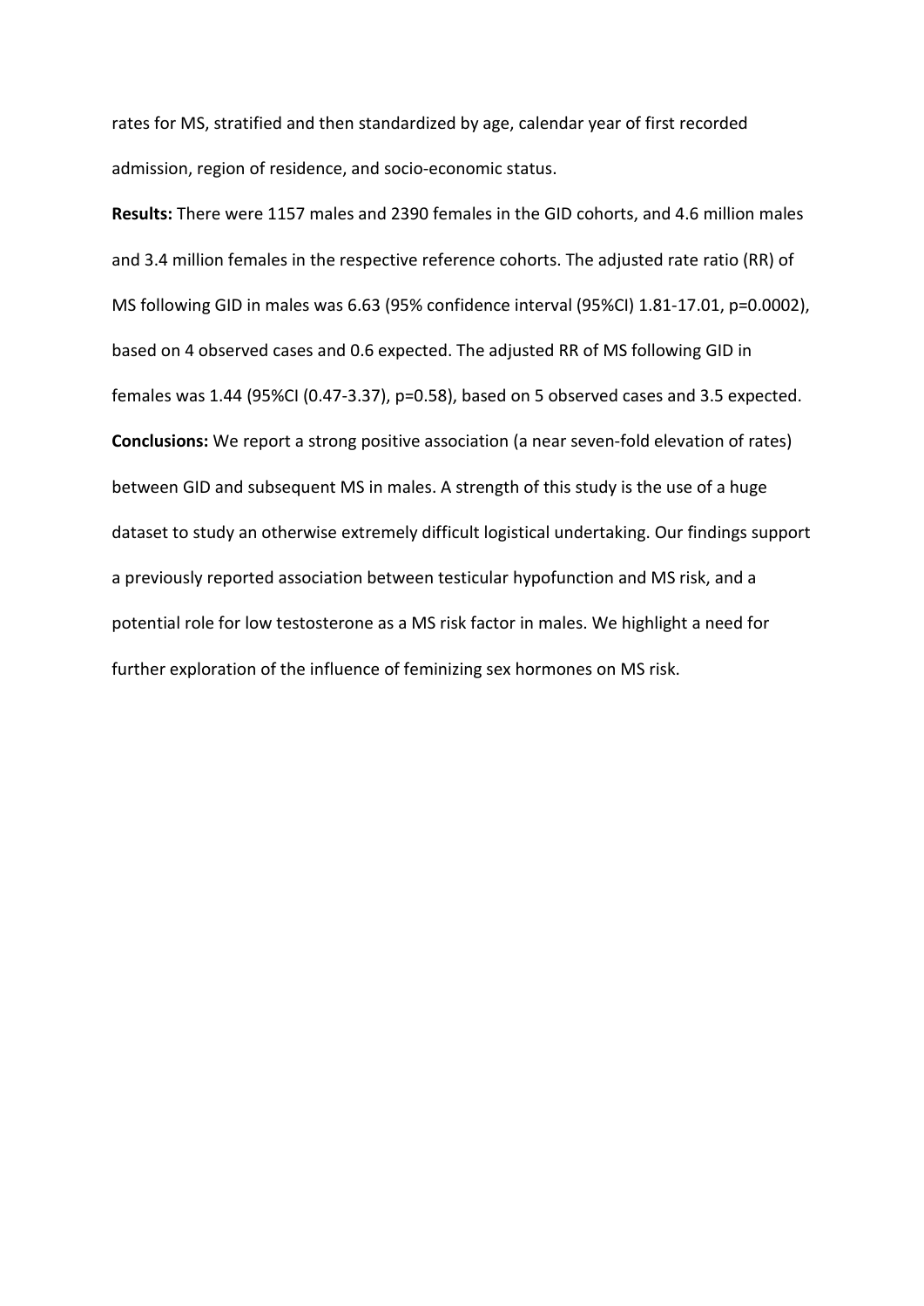rates for MS, stratified and then standardized by age, calendar year of first recorded admission, region of residence, and socio-economic status.

**Results:** There were 1157 males and 2390 females in the GID cohorts, and 4.6 million males and 3.4 million females in the respective reference cohorts. The adjusted rate ratio (RR) of MS following GID in males was 6.63 (95% confidence interval (95%CI) 1.81-17.01, p=0.0002), based on 4 observed cases and 0.6 expected. The adjusted RR of MS following GID in females was 1.44 (95%CI (0.47-3.37), p=0.58), based on 5 observed cases and 3.5 expected.

**Conclusions:** We report a strong positive association (a near seven-fold elevation of rates) between GID and subsequent MS in males. A strength of this study is the use of a huge dataset to study an otherwise extremely difficult logistical undertaking. Our findings support a previously reported association between testicular hypofunction and MS risk, and a potential role for low testosterone as a MS risk factor in males. We highlight a need for further exploration of the influence of feminizing sex hormones on MS risk.